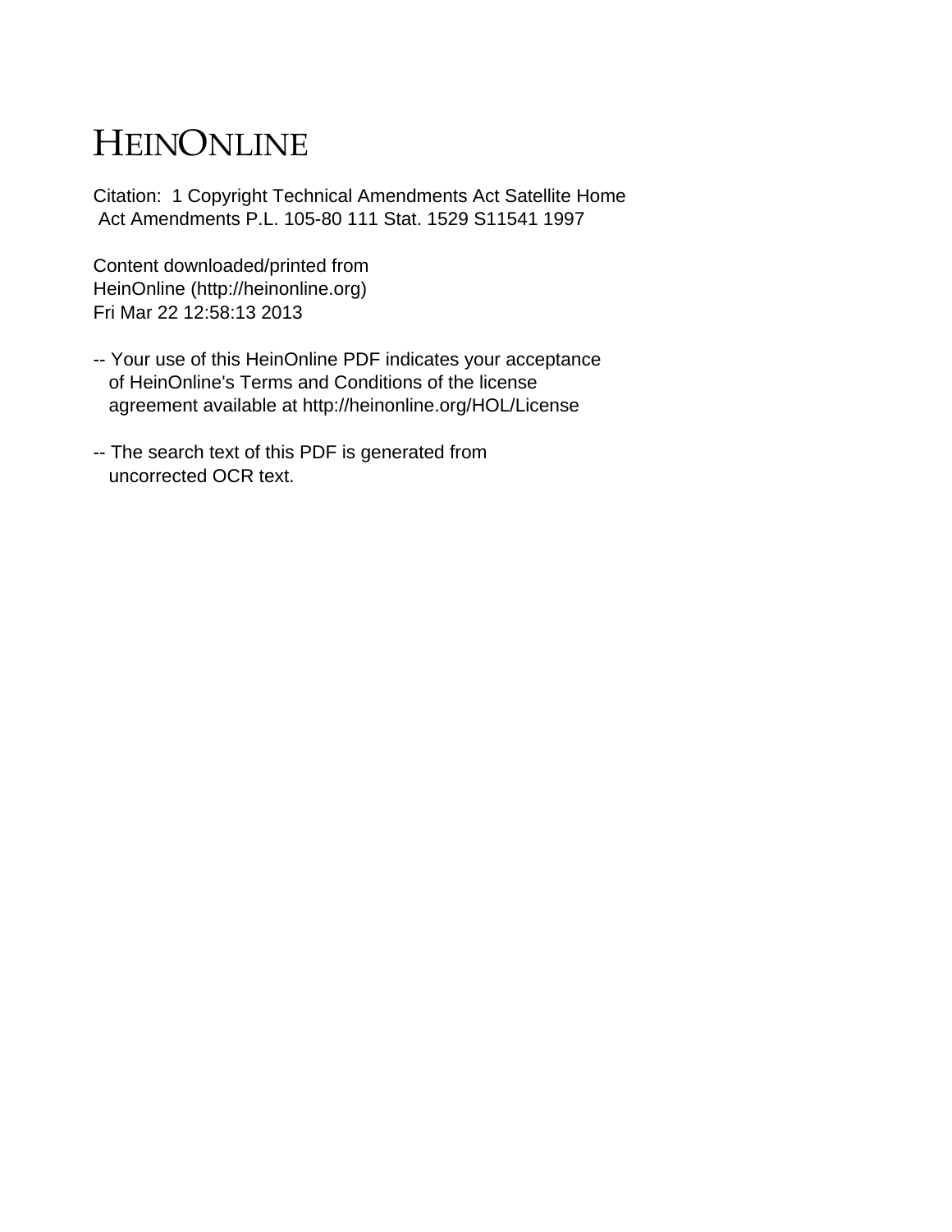# HEINONLINE

Citation: 1 Copyright Technical Amendments Act Satellite Home Act Amendments P.L. 105-80 111 Stat. 1529 S11541 1997

Content downloaded/printed from
HeinOnline (http://heinonline.org)
Fri Mar 22 12:58:13 2013

-- Your use of this HeinOnline PDF indicates your acceptance of HeinOnline's Terms and Conditions of the license agreement available at http://heinonline.org/HOL/License

-- The search text of this PDF is generated from uncorrected OCR text.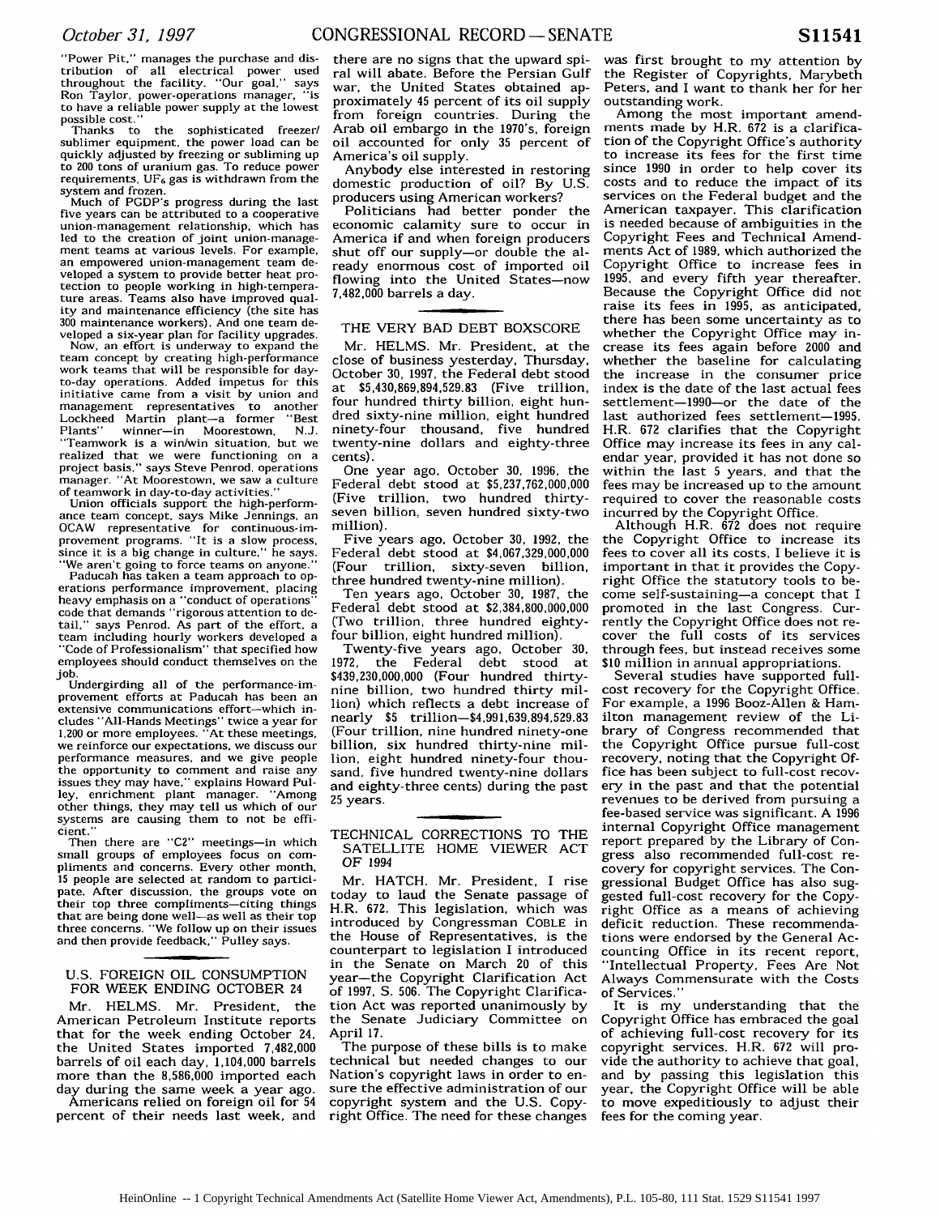"Power Pit," manages the purchase and distribution of all electrical power used throughout the facility. "Our goal," says Ron Taylor, power-operations manager, "is to have a reliable power supply at the lowest possible cost."

Thanks to the sophisticated freezer/sublimer equipment, the power load can be quickly adjusted by freezing or subliming up to 200 tons of uranium gas. To reduce power requirements, $UF_6$ gas is withdrawn from the system and frozen.

Much of PGDP's progress during the last five years can be attributed to a cooperative union-management relationship, which has led to the creation of joint union-management teams at various levels. For example, an empowered union-management team developed a system to provide better heat protection to people working in high-temperature areas. Teams also have improved quality and maintenance efficiency (the site has 300 maintenance workers). And one team developed a six-year plan for facility upgrades.

Now, an effort is underway to expand the team concept by creating high-performance work teams that will be responsible for day-to-day operations. Added impetus for this initiative came from a visit by union and management representatives to another Lockheed Martin plant—a former "Best Plants" winner—in Moorestown, N.J. "Teamwork is a win/win situation, but we realized that we were functioning on a project basis," says Steve Penrod, operations manager. "At Moorestown, we saw a culture of teamwork in day-to-day activities."

Union officials support the high-performance team concept, says Mike Jennings, an OCAW representative for continuous-improvement programs. "It is a slow process, since it is a big change in culture," he says. "We aren't going to force teams on anyone."

Paducah has taken a team approach to operations performance improvement, placing heavy emphasis on a "conduct of operations" code that demands "rigorous attention to detail," says Penrod. As part of the effort, a team including hourly workers developed a "Code of Professionalism" that specified how employees should conduct themselves on the job.

Undergirding all of the performance-improvement efforts at Paducah has been an extensive communications effort—which includes "All-Hands Meetings" twice a year for 1,200 or more employees. "At these meetings, we reinforce our expectations, we discuss our performance measures, and we give people the opportunity to comment and raise any issues they may have," explains Howard Pulley, enrichment plant manager. "Among other things, they may tell us which of our systems are causing them to not be efficient."

Then there are "C2" meetings—in which small groups of employees focus on compliments and concerns. Every other month, 15 people are selected at random to participate. After discussion, the groups vote on their top three compliments—citing things that are being done well—as well as their top three concerns. "We follow up on their issues and then provide feedback," Pulley says.

## U.S. FOREIGN OIL CONSUMPTION FOR WEEK ENDING OCTOBER 24

Mr. HELMS. Mr. President, the American Petroleum Institute reports that for the week ending October 24, the United States imported 7,482,000 barrels of oil each day, 1,104,000 barrels more than the 8,586,000 imported each day during the same week a year ago.

Americans relied on foreign oil for 54 percent of their needs last week, and there are no signs that the upward spiral will abate. Before the Persian Gulf war, the United States obtained approximately 45 percent of its oil supply from foreign countries. During the Arab oil embargo in the 1970's, foreign oil accounted for only 35 percent of America's oil supply.

Anybody else interested in restoring domestic production of oil? By U.S. producers using American workers?

Politicians had better ponder the economic calamity sure to occur in America if and when foreign producers shut off our supply—or double the already enormous cost of imported oil flowing into the United States—now 7,482,000 barrels a day.

## THE VERY BAD DEBT BOXSCORE

Mr. HELMS. Mr. President, at the close of business yesterday, Thursday, October 30, 1997, the Federal debt stood at $5,430,869,894,529.83 (Five trillion, four hundred thirty billion, eight hundred sixty-nine million, eight hundred ninety-four thousand, five hundred twenty-nine dollars and eighty-three cents).

One year ago, October 30, 1996, the Federal debt stood at $5,237,762,000,000 (Five trillion, two hundred thirty-seven billion, seven hundred sixty-two million).

Five years ago, October 30, 1992, the Federal debt stood at $4,067,329,000,000 (Four trillion, sixty-seven billion, three hundred twenty-nine million).

Ten years ago, October 30, 1987, the Federal debt stood at $2,384,800,000,000 (Two trillion, three hundred eighty-four billion, eight hundred million).

Twenty-five years ago, October 30, 1972, the Federal debt stood at $439,230,000,000 (Four hundred thirty-nine billion, two hundred thirty million) which reflects a debt increase of nearly $5 trillion—$4,991,639,894,529.83 (Four trillion, nine hundred ninety-one billion, six hundred thirty-nine million, eight hundred ninety-four thousand, five hundred twenty-nine dollars and eighty-three cents) during the past 25 years.

## TECHNICAL CORRECTIONS TO THE SATELLITE HOME VIEWER ACT OF 1994

Mr. HATCH. Mr. President, I rise today to laud the Senate passage of H.R. 672. This legislation, which was introduced by Congressman COBLE in the House of Representatives, is the counterpart to legislation I introduced in the Senate on March 20 of this year—the Copyright Clarification Act of 1997, S. 506. The Copyright Clarification Act was reported unanimously by the Senate Judiciary Committee on April 17.

The purpose of these bills is to make technical but needed changes to our Nation's copyright laws in order to ensure the effective administration of our copyright system and the U.S. Copyright Office. The need for these changes was first brought to my attention by the Register of Copyrights, Marybeth Peters, and I want to thank her for her outstanding work.

Among the most important amendments made by H.R. 672 is a clarification of the Copyright Office's authority to increase its fees for the first time since 1990 in order to help cover its costs and to reduce the impact of its services on the Federal budget and the American taxpayer. This clarification is needed because of ambiguities in the Copyright Fees and Technical Amendments Act of 1989, which authorized the Copyright Office to increase fees in 1995, and every fifth year thereafter. Because the Copyright Office did not raise its fees in 1995, as anticipated, there has been some uncertainty as to whether the Copyright Office may increase its fees again before 2000 and whether the baseline for calculating the increase in the consumer price index is the date of the last actual fees settlement—1990—or the date of the last authorized fees settlement—1995. H.R. 672 clarifies that the Copyright Office may increase its fees in any calendar year, provided it has not done so within the last 5 years, and that the fees may be increased up to the amount required to cover the reasonable costs incurred by the Copyright Office.

Although H.R. 672 does not require the Copyright Office to increase its fees to cover all its costs, I believe it is important in that it provides the Copyright Office the statutory tools to become self-sustaining—a concept that I promoted in the last Congress. Currently the Copyright Office does not recover the full costs of its services through fees, but instead receives some $10 million in annual appropriations.

Several studies have supported full-cost recovery for the Copyright Office. For example, a 1996 Booz-Allen & Hamilton management review of the Library of Congress recommended that the Copyright Office pursue full-cost recovery, noting that the Copyright Office has been subject to full-cost recovery in the past and that the potential revenues to be derived from pursuing a fee-based service was significant. A 1996 internal Copyright Office management report prepared by the Library of Congress also recommended full-cost recovery for copyright services. The Congressional Budget Office has also suggested full-cost recovery for the Copyright Office as a means of achieving deficit reduction. These recommendations were endorsed by the General Accounting Office in its recent report, "Intellectual Property, Fees Are Not Always Commensurate with the Costs of Services."

It is my understanding that the Copyright Office has embraced the goal of achieving full-cost recovery for its copyright services. H.R. 672 will provide the authority to achieve that goal, and by passing this legislation this year, the Copyright Office will be able to move expeditiously to adjust their fees for the coming year.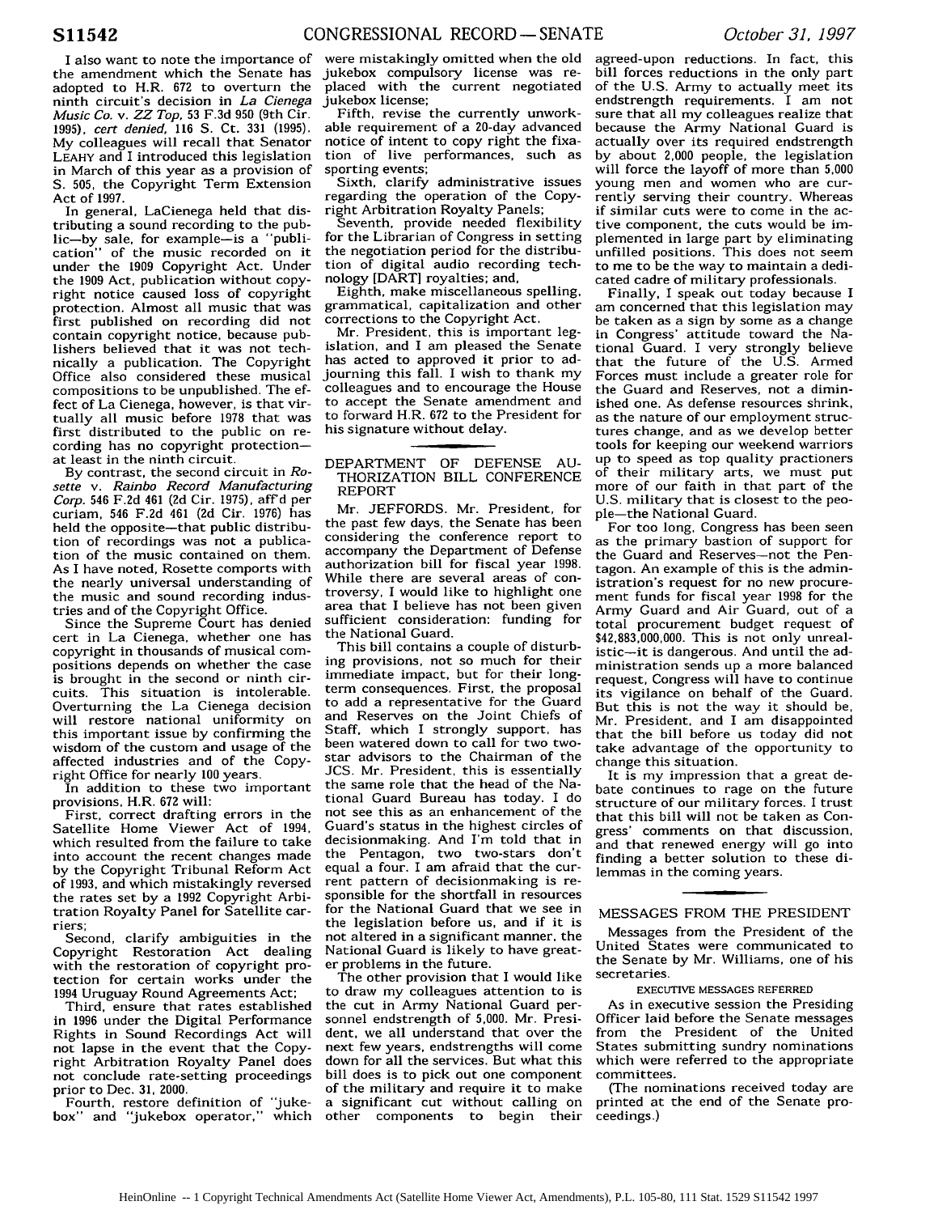I also want to note the importance of the amendment which the Senate has adopted to H.R. 672 to overturn the ninth circuit's decision in *La Cienega Music Co. v. ZZ Top*, 53 F.3d 950 (9th Cir. 1995), *cert denied*, 116 S. Ct. 331 (1995). My colleagues will recall that Senator LEAHY and I introduced this legislation in March of this year as a provision of S. 505, the Copyright Term Extension Act of 1997.

In general, LaCienega held that distributing a sound recording to the public—by sale, for example—is a "publication" of the music recorded on it under the 1909 Copyright Act. Under the 1909 Act, publication without copyright notice caused loss of copyright protection. Almost all music that was first published on recording did not contain copyright notice, because publishers believed that it was not technically a publication. The Copyright Office also considered these musical compositions to be unpublished. The effect of La Cienega, however, is that virtually all music before 1978 that was first distributed to the public on recording has no copyright protection—at least in the ninth circuit.

By contrast, the second circuit in *Rosette v. Rainbo Record Manufacturing Corp.* 546 F.2d 461 (2d Cir. 1975), aff'd per curiam, 546 F.2d 461 (2d Cir. 1976) has held the opposite—that public distribution of recordings was not a publication of the music contained on them. As I have noted, Rosette comports with the nearly universal understanding of the music and sound recording industries and of the Copyright Office.

Since the Supreme Court has denied cert in La Cienega, whether one has copyright in thousands of musical compositions depends on whether the case is brought in the second or ninth circuits. This situation is intolerable. Overturning the La Cienega decision will restore national uniformity on this important issue by confirming the wisdom of the custom and usage of the affected industries and of the Copyright Office for nearly 100 years.

In addition to these two important provisions, H.R. 672 will:

First, correct drafting errors in the Satellite Home Viewer Act of 1994, which resulted from the failure to take into account the recent changes made by the Copyright Tribunal Reform Act of 1993, and which mistakingly reversed the rates set by a 1992 Copyright Arbitration Royalty Panel for Satellite carriers;

Second, clarify ambiguities in the Copyright Restoration Act dealing with the restoration of copyright protection for certain works under the 1994 Uruguay Round Agreements Act;

Third, ensure that rates established in 1996 under the Digital Performance Rights in Sound Recordings Act will not lapse in the event that the Copyright Arbitration Royalty Panel does not conclude rate-setting proceedings prior to Dec. 31, 2000.

Fourth, restore definition of "jukebox" and "jukebox operator," which were mistakingly omitted when the old jukebox compulsory license was replaced with the current negotiated jukebox license;

Fifth, revise the currently unworkable requirement of a 20-day advanced notice of intent to copy right the fixation of live performances, such as sporting events;

Sixth, clarify administrative issues regarding the operation of the Copyright Arbitration Royalty Panels;

Seventh, provide needed flexibility for the Librarian of Congress in setting the negotiation period for the distribution of digital audio recording technology [DART] royalties; and,

Eighth, make miscellaneous spelling, grammatical, capitalization and other corrections to the Copyright Act.

Mr. President, this is important legislation, and I am pleased the Senate has acted to approved it prior to adjourning this fall. I wish to thank my colleagues and to encourage the House to accept the Senate amendment and to forward H.R. 672 to the President for his signature without delay.

## DEPARTMENT OF DEFENSE AUTHORIZATION BILL CONFERENCE REPORT

Mr. JEFFORDS. Mr. President, for the past few days, the Senate has been considering the conference report to accompany the Department of Defense authorization bill for fiscal year 1998. While there are several areas of controversy, I would like to highlight one area that I believe has not been given sufficient consideration: funding for the National Guard.

This bill contains a couple of disturbing provisions, not so much for their immediate impact, but for their long-term consequences. First, the proposal to add a representative for the Guard and Reserves on the Joint Chiefs of Staff, which I strongly support, has been watered down to call for two two-star advisors to the Chairman of the JCS. Mr. President, this is essentially the same role that the head of the National Guard Bureau has today. I do not see this as an enhancement of the Guard's status in the highest circles of decisionmaking. And I'm told that in the Pentagon, two two-stars don't equal a four. I am afraid that the current pattern of decisionmaking is responsible for the shortfall in resources for the National Guard that we see in the legislation before us, and if it is not altered in a significant manner, the National Guard is likely to have greater problems in the future.

The other provision that I would like to draw my colleagues attention to is the cut in Army National Guard personnel endstrength of 5,000. Mr. President, we all understand that over the next few years, endstrengths will come down for all the services. But what this bill does is to pick out one component of the military and require it to make a significant cut without calling on other components to begin their agreed-upon reductions. In fact, this bill forces reductions in the only part of the U.S. Army to actually meet its endstrength requirements. I am not sure that all my colleagues realize that because the Army National Guard is actually over its required endstrength by about 2,000 people, the legislation will force the layoff of more than 5,000 young men and women who are currently serving their country. Whereas if similar cuts were to come in the active component, the cuts would be implemented in large part by eliminating unfilled positions. This does not seem to me to be the way to maintain a dedicated cadre of military professionals.

Finally, I speak out today because I am concerned that this legislation may be taken as a sign by some as a change in Congress' attitude toward the National Guard. I very strongly believe that the future of the U.S. Armed Forces must include a greater role for the Guard and Reserves, not a diminished one. As defense resources shrink, as the nature of our employment structures change, and as we develop better tools for keeping our weekend warriors up to speed as top quality practioners of their military arts, we must put more of our faith in that part of the U.S. military that is closest to the people—the National Guard.

For too long, Congress has been seen as the primary bastion of support for the Guard and Reserves—not the Pentagon. An example of this is the administration's request for no new procurement funds for fiscal year 1998 for the Army Guard and Air Guard, out of a total procurement budget request of $42,883,000,000. This is not only unrealistic—it is dangerous. And until the administration sends up a more balanced request, Congress will have to continue its vigilance on behalf of the Guard. But this is not the way it should be, Mr. President, and I am disappointed that the bill before us today did not take advantage of the opportunity to change this situation.

It is my impression that a great debate continues to rage on the future structure of our military forces. I trust that this bill will not be taken as Congress' comments on that discussion, and that renewed energy will go into finding a better solution to these dilemmas in the coming years.

## MESSAGES FROM THE PRESIDENT

Messages from the President of the United States were communicated to the Senate by Mr. Williams, one of his secretaries.

### EXECUTIVE MESSAGES REFERRED

As in executive session the Presiding Officer laid before the Senate messages from the President of the United States submitting sundry nominations which were referred to the appropriate committees.

(The nominations received today are printed at the end of the Senate proceedings.)